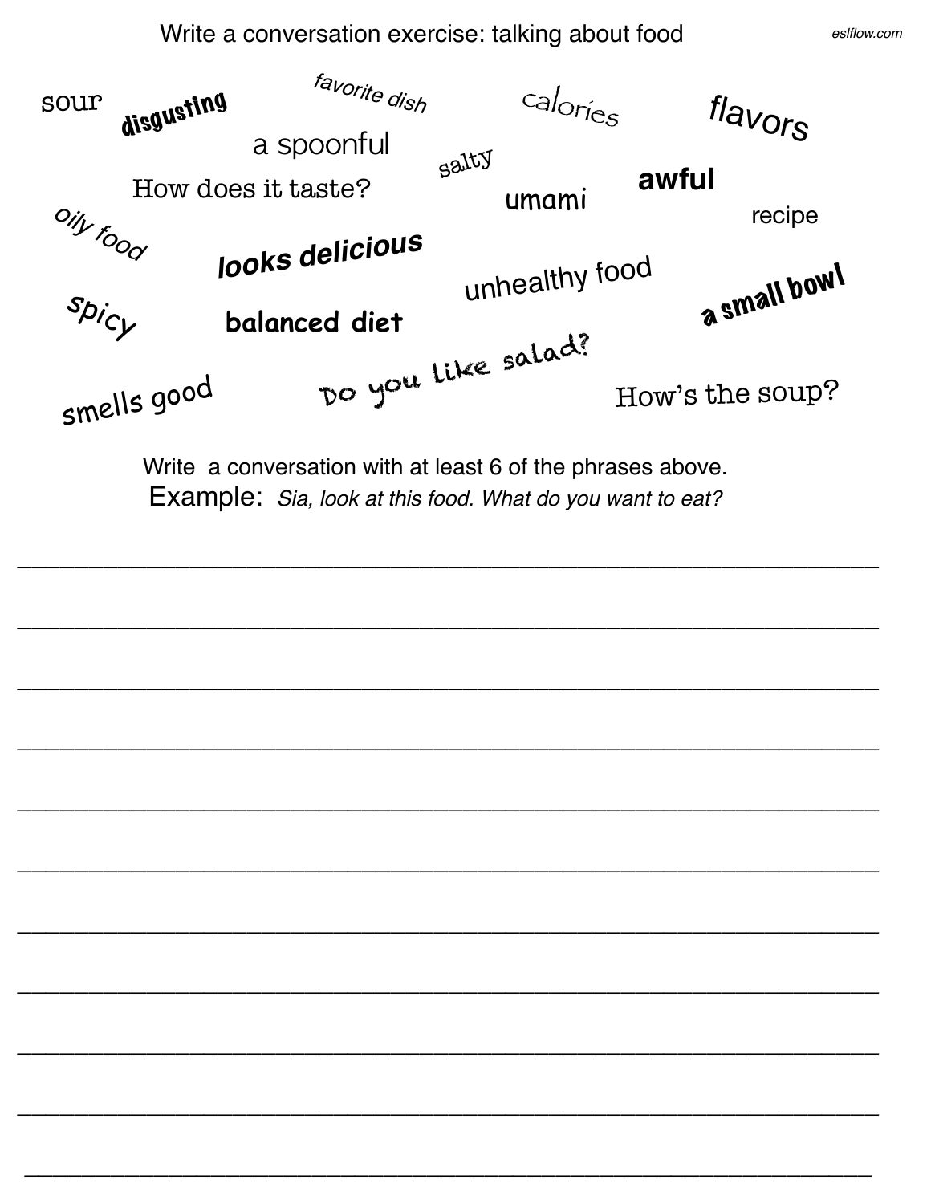# Write a conversation exercise: talking about food

sour

disgusting

favorite dish

calories

flavors

a spoonful

salty

How does it taste?

umami

awful

recipe

oily food

looks delicious

unhealthy food

spicy

balanced diet

a small bowl

Do you like salad?

smells good

How's the soup?

Write a conversation with at least 6 of the phrases above.

Example: *Sia, look at this food. What do you want to eat?*

___________________________________________________________________________

___________________________________________________________________________

___________________________________________________________________________

___________________________________________________________________________

___________________________________________________________________________

___________________________________________________________________________

___________________________________________________________________________

___________________________________________________________________________

___________________________________________________________________________

___________________________________________________________________________

___________________________________________________________________________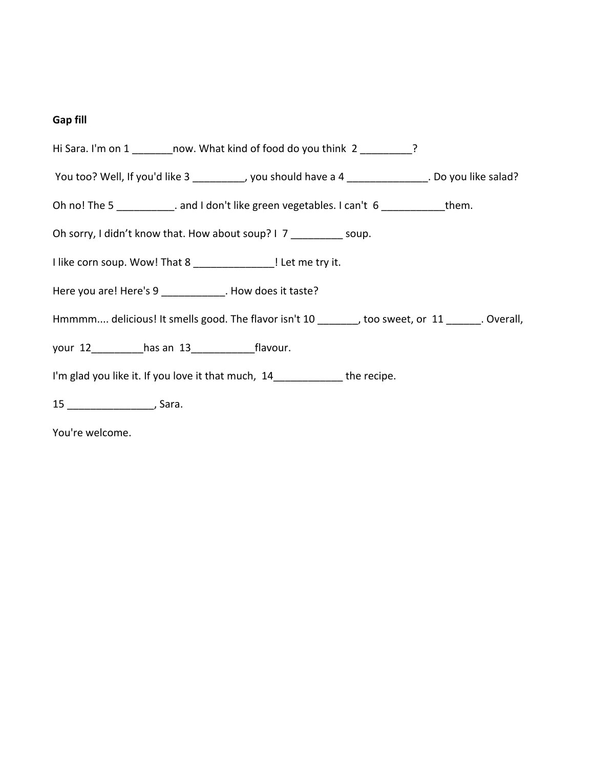**Gap fill**

Hi Sara. I'm on 1 _______now. What kind of food do you think  2 _________?

You too? Well, If you'd like 3 _________, you should have a 4 ______________. Do you like salad?

Oh no! The 5 __________. and I don't like green vegetables. I can't  6 ___________them.

Oh sorry, I didn't know that. How about soup? I  7 _________ soup.

I like corn soup. Wow! That 8 ______________! Let me try it.

Here you are! Here's 9 ___________. How does it taste?

Hmmmm.... delicious! It smells good. The flavor isn't 10 _______, too sweet, or  11 ______. Overall,

your  12_________has an  13___________flavour.

I'm glad you like it. If you love it that much,  14____________ the recipe.

15 _______________, Sara.

You're welcome.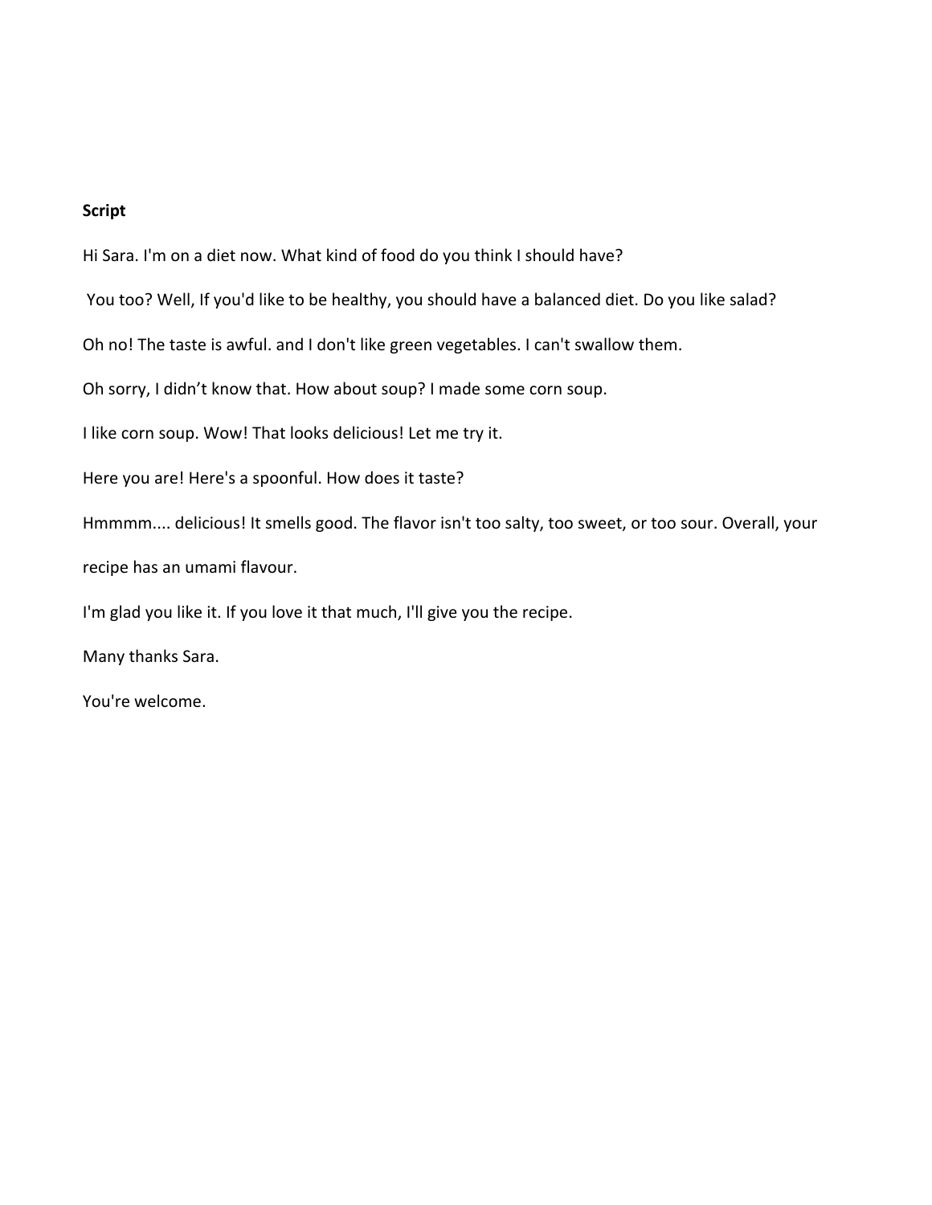**Script**

Hi Sara. I'm on a diet now. What kind of food do you think I should have?

You too? Well, If you'd like to be healthy, you should have a balanced diet. Do you like salad?

Oh no! The taste is awful. and I don't like green vegetables. I can't swallow them.

Oh sorry, I didn't know that. How about soup? I made some corn soup.

I like corn soup. Wow! That looks delicious! Let me try it.

Here you are! Here's a spoonful. How does it taste?

Hmmmm.... delicious! It smells good. The flavor isn't too salty, too sweet, or too sour. Overall, your recipe has an umami flavour.

I'm glad you like it. If you love it that much, I'll give you the recipe.

Many thanks Sara.

You're welcome.